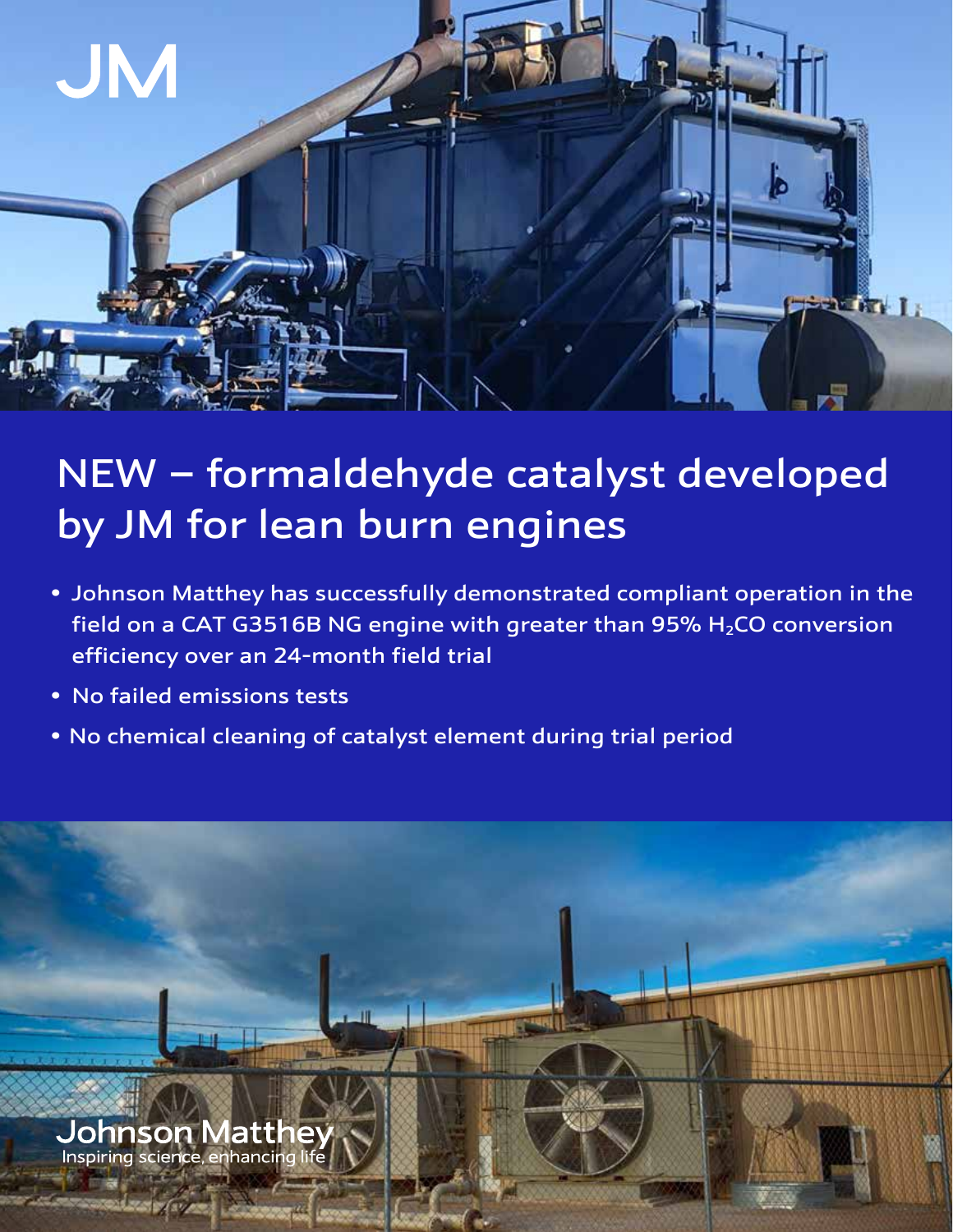JM

# NEW – formaldehyde catalyst developed by JM for lean burn engines

- Johnson Matthey has successfully demonstrated compliant operation in the field on a CAT G3516B NG engine with greater than 95% $H_2CO$ conversion efficiency over an 24-month field trial
- No failed emissions tests
- No chemical cleaning of catalyst element during trial period

Johnson Matthey
Inspiring science, enhancing life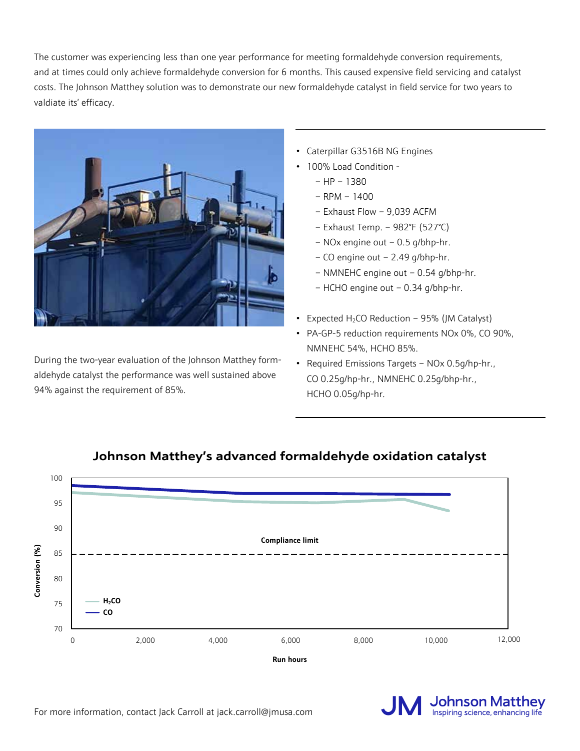The customer was experiencing less than one year performance for meeting formaldehyde conversion requirements, and at times could only achieve formaldehyde conversion for 6 months. This caused expensive field servicing and catalyst costs. The Johnson Matthey solution was to demonstrate our new formaldehyde catalyst in field service for two years to valdiate its' efficacy.

During the two-year evaluation of the Johnson Matthey formaldehyde catalyst the performance was well sustained above 94% against the requirement of 85%.

- Caterpillar G3516B NG Engines
- 100% Load Condition -
  - HP – 1380
  - RPM – 1400
  - Exhaust Flow – 9,039 ACFM
  - Exhaust Temp. – 982°F (527°C)
  - NOx engine out – 0.5 g/bhp-hr.
  - CO engine out – 2.49 g/bhp-hr.
  - NMNEHC engine out – 0.54 g/bhp-hr.
  - HCHO engine out – 0.34 g/bhp-hr.
- Expected $H_2CO$ Reduction – 95% (JM Catalyst)
- PA-GP-5 reduction requirements NOx 0%, CO 90%, NMNEHC 54%, HCHO 85%.
- Required Emissions Targets – NOx 0.5g/hp-hr., CO 0.25g/hp-hr., NMNEHC 0.25g/bhp-hr., HCHO 0.05g/hp-hr.

## Johnson Matthey's advanced formaldehyde oxidation catalyst

Conversion (%)

100
95
90
85
80
75
70

Compliance limit

$H_2CO$
CO

0
2,000
4,000
6,000
8,000
10,000
12,000

Run hours

For more information, contact Jack Carroll at jack.carroll@jmusa.com

Johnson Matthey
Inspiring science, enhancing life